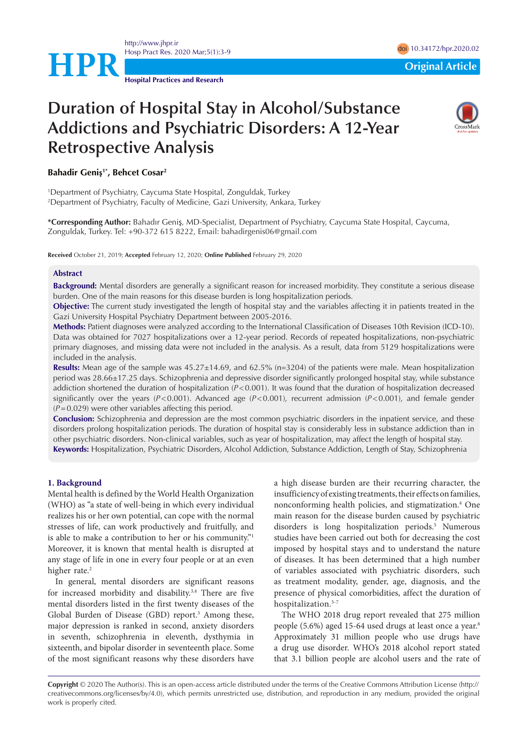# Duration of Hospital Stay in Alcohol/Substance Addictions and Psychiatric Disorders: A 12-Year Retrospective Analysis

**Bahadir Geniş[1*], Behcet Cosar[2]**

[1]Department of Psychiatry, Caycuma State Hospital, Zonguldak, Turkey
[2]Department of Psychiatry, Faculty of Medicine, Gazi University, Ankara, Turkey

***Corresponding Author:** Bahadır Geniş, MD-Specialist, Department of Psychiatry, Caycuma State Hospital, Caycuma, Zonguldak, Turkey. Tel: +90-372 615 8222, Email: bahadirgenis06@gmail.com

**Received** October 21, 2019; **Accepted** February 12, 2020; **Online Published** February 29, 2020

## Abstract

**Background:** Mental disorders are generally a significant reason for increased morbidity. They constitute a serious disease burden. One of the main reasons for this disease burden is long hospitalization periods.

**Objective:** The current study investigated the length of hospital stay and the variables affecting it in patients treated in the Gazi University Hospital Psychiatry Department between 2005-2016.

**Methods:** Patient diagnoses were analyzed according to the International Classification of Diseases 10th Revision (ICD-10). Data was obtained for 7027 hospitalizations over a 12-year period. Records of repeated hospitalizations, non-psychiatric primary diagnoses, and missing data were not included in the analysis. As a result, data from 5129 hospitalizations were included in the analysis.

**Results:** Mean age of the sample was 45.27±14.69, and 62.5% (n=3204) of the patients were male. Mean hospitalization period was 28.66±17.25 days. Schizophrenia and depressive disorder significantly prolonged hospital stay, while substance addiction shortened the duration of hospitalization ($P<0.001$). It was found that the duration of hospitalization decreased significantly over the years ($P<0.001$). Advanced age ($P<0.001$), recurrent admission ($P<0.001$), and female gender ($P=0.029$) were other variables affecting this period.

**Conclusion:** Schizophrenia and depression are the most common psychiatric disorders in the inpatient service, and these disorders prolong hospitalization periods. The duration of hospital stay is considerably less in substance addiction than in other psychiatric disorders. Non-clinical variables, such as year of hospitalization, may affect the length of hospital stay.

**Keywords:** Hospitalization, Psychiatric Disorders, Alcohol Addiction, Substance Addiction, Length of Stay, Schizophrenia

## 1. Background

Mental health is defined by the World Health Organization (WHO) as "a state of well-being in which every individual realizes his or her own potential, can cope with the normal stresses of life, can work productively and fruitfully, and is able to make a contribution to her or his community."[1] Moreover, it is known that mental health is disrupted at any stage of life in one in every four people or at an even higher rate.[2]

In general, mental disorders are significant reasons for increased morbidity and disability.[3,4] There are five mental disorders listed in the first twenty diseases of the Global Burden of Disease (GBD) report.[3] Among these, major depression is ranked in second, anxiety disorders in seventh, schizophrenia in eleventh, dysthymia in sixteenth, and bipolar disorder in seventeenth place. Some of the most significant reasons why these disorders have a high disease burden are their recurring character, the insufficiency of existing treatments, their effects on families, nonconforming health policies, and stigmatization.[4] One main reason for the disease burden caused by psychiatric disorders is long hospitalization periods.[5] Numerous studies have been carried out both for decreasing the cost imposed by hospital stays and to understand the nature of diseases. It has been determined that a high number of variables associated with psychiatric disorders, such as treatment modality, gender, age, diagnosis, and the presence of physical comorbidities, affect the duration of hospitalization.[5-7]

The WHO 2018 drug report revealed that 275 million people (5.6%) aged 15-64 used drugs at least once a year.[8] Approximately 31 million people who use drugs have a drug use disorder. WHO's 2018 alcohol report stated that 3.1 billion people are alcohol users and the rate of

**Copyright** © 2020 The Author(s). This is an open-access article distributed under the terms of the Creative Commons Attribution License (http://creativecommons.org/licenses/by/4.0), which permits unrestricted use, distribution, and reproduction in any medium, provided the original work is properly cited.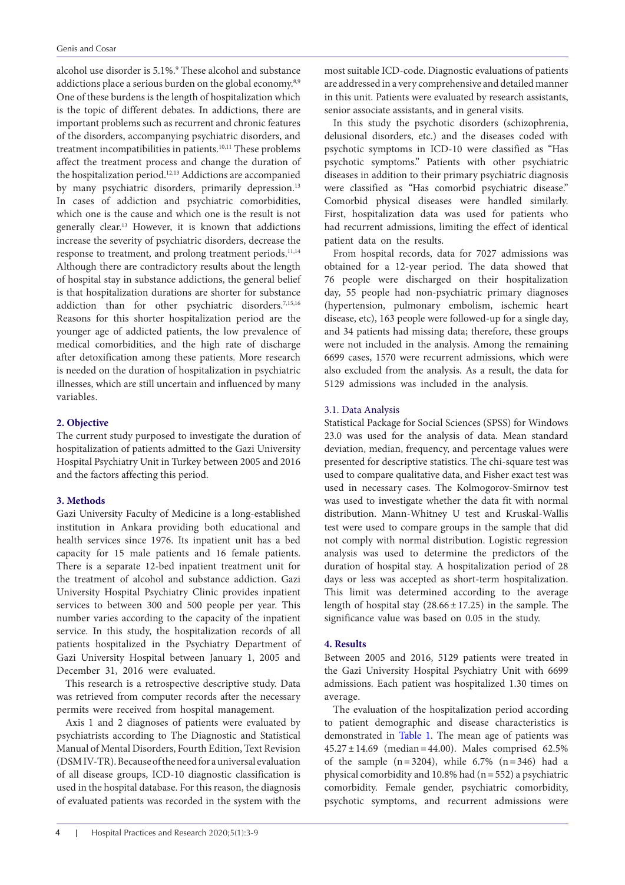alcohol use disorder is 5.1%.[9] These alcohol and substance addictions place a serious burden on the global economy.[8,9] One of these burdens is the length of hospitalization which is the topic of different debates. In addictions, there are important problems such as recurrent and chronic features of the disorders, accompanying psychiatric disorders, and treatment incompatibilities in patients.[10,11] These problems affect the treatment process and change the duration of the hospitalization period.[12,13] Addictions are accompanied by many psychiatric disorders, primarily depression.[13] In cases of addiction and psychiatric comorbidities, which one is the cause and which one is the result is not generally clear.[13] However, it is known that addictions increase the severity of psychiatric disorders, decrease the response to treatment, and prolong treatment periods.[11,14] Although there are contradictory results about the length of hospital stay in substance addictions, the general belief is that hospitalization durations are shorter for substance addiction than for other psychiatric disorders.[7,15,16] Reasons for this shorter hospitalization period are the younger age of addicted patients, the low prevalence of medical comorbidities, and the high rate of discharge after detoxification among these patients. More research is needed on the duration of hospitalization in psychiatric illnesses, which are still uncertain and influenced by many variables.

## 2. Objective

The current study purposed to investigate the duration of hospitalization of patients admitted to the Gazi University Hospital Psychiatry Unit in Turkey between 2005 and 2016 and the factors affecting this period.

## 3. Methods

Gazi University Faculty of Medicine is a long-established institution in Ankara providing both educational and health services since 1976. Its inpatient unit has a bed capacity for 15 male patients and 16 female patients. There is a separate 12-bed inpatient treatment unit for the treatment of alcohol and substance addiction. Gazi University Hospital Psychiatry Clinic provides inpatient services to between 300 and 500 people per year. This number varies according to the capacity of the inpatient service. In this study, the hospitalization records of all patients hospitalized in the Psychiatry Department of Gazi University Hospital between January 1, 2005 and December 31, 2016 were evaluated.

This research is a retrospective descriptive study. Data was retrieved from computer records after the necessary permits were received from hospital management.

Axis 1 and 2 diagnoses of patients were evaluated by psychiatrists according to The Diagnostic and Statistical Manual of Mental Disorders, Fourth Edition, Text Revision (DSM IV-TR). Because of the need for a universal evaluation of all disease groups, ICD-10 diagnostic classification is used in the hospital database. For this reason, the diagnosis of evaluated patients was recorded in the system with the most suitable ICD-code. Diagnostic evaluations of patients are addressed in a very comprehensive and detailed manner in this unit. Patients were evaluated by research assistants, senior associate assistants, and in general visits.

In this study the psychotic disorders (schizophrenia, delusional disorders, etc.) and the diseases coded with psychotic symptoms in ICD-10 were classified as "Has psychotic symptoms." Patients with other psychiatric diseases in addition to their primary psychiatric diagnosis were classified as "Has comorbid psychiatric disease." Comorbid physical diseases were handled similarly. First, hospitalization data was used for patients who had recurrent admissions, limiting the effect of identical patient data on the results.

From hospital records, data for 7027 admissions was obtained for a 12-year period. The data showed that 76 people were discharged on their hospitalization day, 55 people had non-psychiatric primary diagnoses (hypertension, pulmonary embolism, ischemic heart disease, etc), 163 people were followed-up for a single day, and 34 patients had missing data; therefore, these groups were not included in the analysis. Among the remaining 6699 cases, 1570 were recurrent admissions, which were also excluded from the analysis. As a result, the data for 5129 admissions was included in the analysis.

### 3.1. Data Analysis

Statistical Package for Social Sciences (SPSS) for Windows 23.0 was used for the analysis of data. Mean standard deviation, median, frequency, and percentage values were presented for descriptive statistics. The chi-square test was used to compare qualitative data, and Fisher exact test was used in necessary cases. The Kolmogorov-Smirnov test was used to investigate whether the data fit with normal distribution. Mann-Whitney U test and Kruskal-Wallis test were used to compare groups in the sample that did not comply with normal distribution. Logistic regression analysis was used to determine the predictors of the duration of hospital stay. A hospitalization period of 28 days or less was accepted as short-term hospitalization. This limit was determined according to the average length of hospital stay ($28.66 \pm 17.25$) in the sample. The significance value was based on 0.05 in the study.

## 4. Results

Between 2005 and 2016, 5129 patients were treated in the Gazi University Hospital Psychiatry Unit with 6699 admissions. Each patient was hospitalized 1.30 times on average.

The evaluation of the hospitalization period according to patient demographic and disease characteristics is demonstrated in Table 1. The mean age of patients was $45.27 \pm 14.69$ (median = 44.00). Males comprised 62.5% of the sample (n = 3204), while 6.7% (n = 346) had a physical comorbidity and 10.8% had (n = 552) a psychiatric comorbidity. Female gender, psychiatric comorbidity, psychotic symptoms, and recurrent admissions were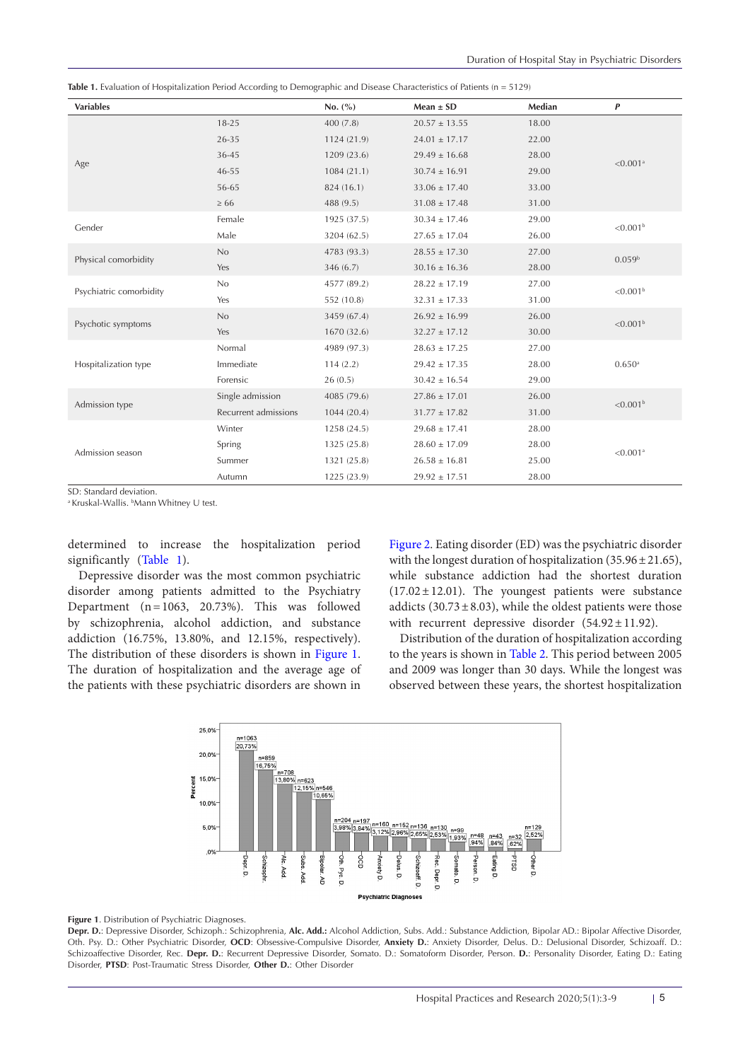**Table 1.** Evaluation of Hospitalization Period According to Demographic and Disease Characteristics of Patients (n = 5129)

| Variables | | No. (%) | Mean ± SD | Median | *P* |
|---|---|---|---|---|---|
| Age | 18-25 | 400 (7.8) | 20.57 ± 13.55 | 18.00 | <0.001[a] |
| | 26-35 | 1124 (21.9) | 24.01 ± 17.17 | 22.00 | |
| | 36-45 | 1209 (23.6) | 29.49 ± 16.68 | 28.00 | |
| | 46-55 | 1084 (21.1) | 30.74 ± 16.91 | 29.00 | |
| | 56-65 | 824 (16.1) | 33.06 ± 17.40 | 33.00 | |
| | ≥ 66 | 488 (9.5) | 31.08 ± 17.48 | 31.00 | |
| Gender | Female | 1925 (37.5) | 30.34 ± 17.46 | 29.00 | <0.001[b] |
| | Male | 3204 (62.5) | 27.65 ± 17.04 | 26.00 | |
| Physical comorbidity | No | 4783 (93.3) | 28.55 ± 17.30 | 27.00 | 0.059[b] |
| | Yes | 346 (6.7) | 30.16 ± 16.36 | 28.00 | |
| Psychiatric comorbidity | No | 4577 (89.2) | 28.22 ± 17.19 | 27.00 | <0.001[b] |
| | Yes | 552 (10.8) | 32.31 ± 17.33 | 31.00 | |
| Psychotic symptoms | No | 3459 (67.4) | 26.92 ± 16.99 | 26.00 | <0.001[b] |
| | Yes | 1670 (32.6) | 32.27 ± 17.12 | 30.00 | |
| Hospitalization type | Normal | 4989 (97.3) | 28.63 ± 17.25 | 27.00 | 0.650[a] |
| | Immediate | 114 (2.2) | 29.42 ± 17.35 | 28.00 | |
| | Forensic | 26 (0.5) | 30.42 ± 16.54 | 29.00 | |
| Admission type | Single admission | 4085 (79.6) | 27.86 ± 17.01 | 26.00 | <0.001[b] |
| | Recurrent admissions | 1044 (20.4) | 31.77 ± 17.82 | 31.00 | |
| Admission season | Winter | 1258 (24.5) | 29.68 ± 17.41 | 28.00 | <0.001[a] |
| | Spring | 1325 (25.8) | 28.60 ± 17.09 | 28.00 | |
| | Summer | 1321 (25.8) | 26.58 ± 16.81 | 25.00 | |
| | Autumn | 1225 (23.9) | 29.92 ± 17.51 | 28.00 | |

SD: Standard deviation.
[a] Kruskal-Wallis. [b] Mann Whitney U test.

determined to increase the hospitalization period significantly (Table 1).

Depressive disorder was the most common psychiatric disorder among patients admitted to the Psychiatry Department (n = 1063, 20.73%). This was followed by schizophrenia, alcohol addiction, and substance addiction (16.75%, 13.80%, and 12.15%, respectively). The distribution of these disorders is shown in Figure 1. The duration of hospitalization and the average age of the patients with these psychiatric disorders are shown in Figure 2. Eating disorder (ED) was the psychiatric disorder with the longest duration of hospitalization (35.96 ± 21.65), while substance addiction had the shortest duration (17.02 ± 12.01). The youngest patients were substance addicts (30.73 ± 8.03), while the oldest patients were those with recurrent depressive disorder (54.92 ± 11.92).

Distribution of the duration of hospitalization according to the years is shown in Table 2. This period between 2005 and 2009 was longer than 30 days. While the longest was observed between these years, the shortest hospitalization

**Figure 1**. Distribution of Psychiatric Diagnoses.
**Depr. D.**: Depressive Disorder, Schizoph.: Schizophrenia, **Alc. Add.:** Alcohol Addiction, Subs. Add.: Substance Addiction, Bipolar AD.: Bipolar Affective Disorder, Oth. Psy. D.: Other Psychiatric Disorder, **OCD**: Obsessive-Compulsive Disorder, **Anxiety D.**: Anxiety Disorder, Delus. D.: Delusional Disorder, Schizoaff. D.: Schizoaffective Disorder, Rec. **Depr. D.**: Recurrent Depressive Disorder, Somato. D.: Somatoform Disorder, Person. **D.**: Personality Disorder, Eating D.: Eating Disorder, **PTSD**: Post-Traumatic Stress Disorder, **Other D.**: Other Disorder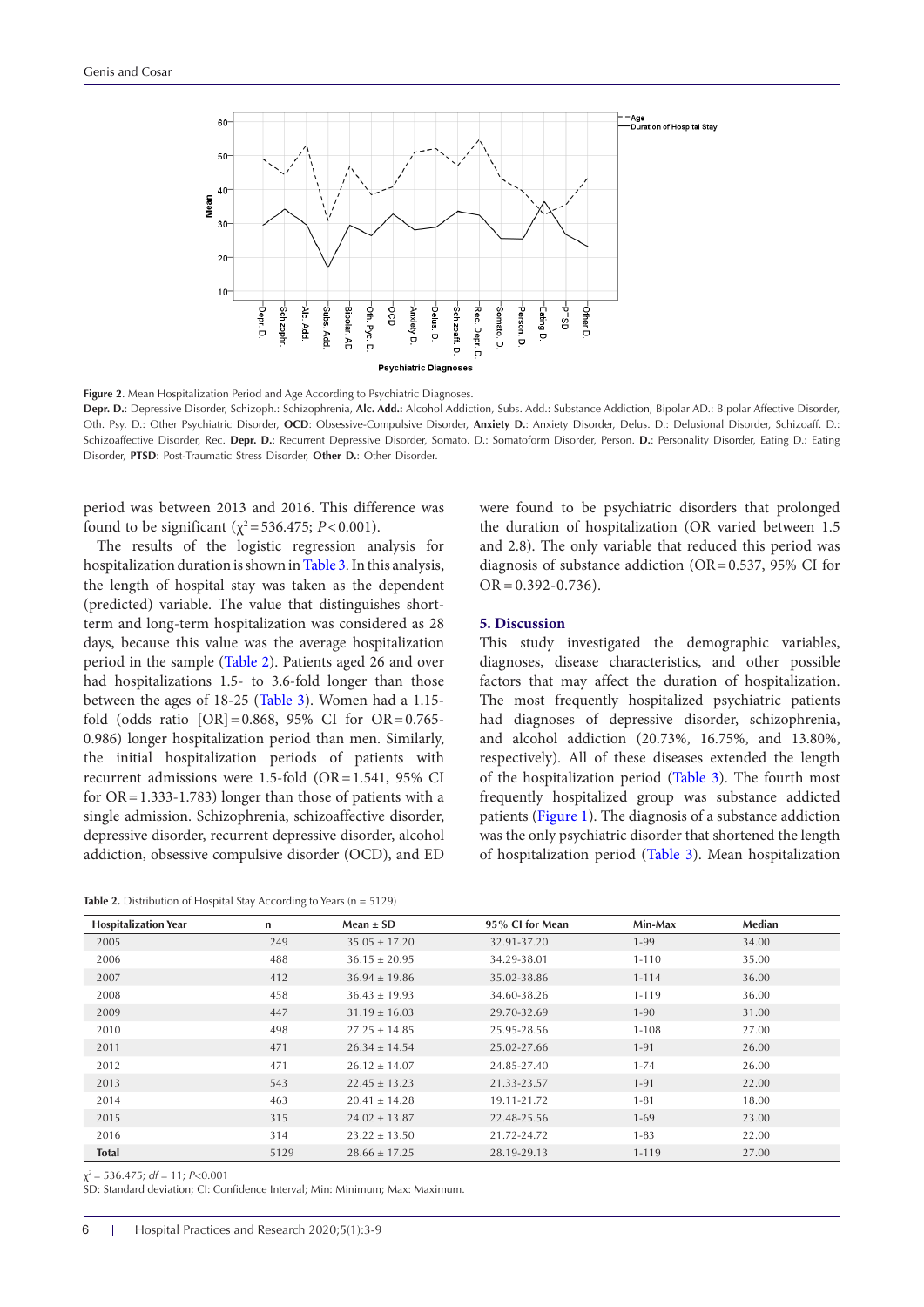Figure 2. Mean Hospitalization Period and Age According to Psychiatric Diagnoses.

**Depr. D.**: Depressive Disorder, Schizoph.: Schizophrenia, **Alc. Add.:** Alcohol Addiction, Subs. Add.: Substance Addiction, Bipolar AD.: Bipolar Affective Disorder, Oth. Psy. D.: Other Psychiatric Disorder, **OCD**: Obsessive-Compulsive Disorder, **Anxiety D.**: Anxiety Disorder, Delus. D.: Delusional Disorder, Schizoaff. D.: Schizoaffective Disorder, Rec. **Depr. D.**: Recurrent Depressive Disorder, Somato. D.: Somatoform Disorder, Person. **D.**: Personality Disorder, Eating D.: Eating Disorder, **PTSD**: Post-Traumatic Stress Disorder, **Other D.**: Other Disorder.

period was between 2013 and 2016. This difference was found to be significant ($\chi^2 = 536.475$; $P < 0.001$).

The results of the logistic regression analysis for hospitalization duration is shown in Table 3. In this analysis, the length of hospital stay was taken as the dependent (predicted) variable. The value that distinguishes short-term and long-term hospitalization was considered as 28 days, because this value was the average hospitalization period in the sample (Table 2). Patients aged 26 and over had hospitalizations 1.5- to 3.6-fold longer than those between the ages of 18-25 (Table 3). Women had a 1.15-fold (odds ratio [OR] = 0.868, 95% CI for OR = 0.765-0.986) longer hospitalization period than men. Similarly, the initial hospitalization periods of patients with recurrent admissions were 1.5-fold (OR = 1.541, 95% CI for OR = 1.333-1.783) longer than those of patients with a single admission. Schizophrenia, schizoaffective disorder, depressive disorder, recurrent depressive disorder, alcohol addiction, obsessive compulsive disorder (OCD), and ED were found to be psychiatric disorders that prolonged the duration of hospitalization (OR varied between 1.5 and 2.8). The only variable that reduced this period was diagnosis of substance addiction (OR = 0.537, 95% CI for OR = 0.392-0.736).

## 5. Discussion

This study investigated the demographic variables, diagnoses, disease characteristics, and other possible factors that may affect the duration of hospitalization. The most frequently hospitalized psychiatric patients had diagnoses of depressive disorder, schizophrenia, and alcohol addiction (20.73%, 16.75%, and 13.80%, respectively). All of these diseases extended the length of the hospitalization period (Table 3). The fourth most frequently hospitalized group was substance addicted patients (Figure 1). The diagnosis of a substance addiction was the only psychiatric disorder that shortened the length of hospitalization period (Table 3). Mean hospitalization

**Table 2.** Distribution of Hospital Stay According to Years (n = 5129)

| Hospitalization Year | n | Mean ± SD | 95% CI for Mean | Min-Max | Median |
|---|---|---|---|---|---|
| 2005 | 249 | 35.05 ± 17.20 | 32.91-37.20 | 1-99 | 34.00 |
| 2006 | 488 | 36.15 ± 20.95 | 34.29-38.01 | 1-110 | 35.00 |
| 2007 | 412 | 36.94 ± 19.86 | 35.02-38.86 | 1-114 | 36.00 |
| 2008 | 458 | 36.43 ± 19.93 | 34.60-38.26 | 1-119 | 36.00 |
| 2009 | 447 | 31.19 ± 16.03 | 29.70-32.69 | 1-90 | 31.00 |
| 2010 | 498 | 27.25 ± 14.85 | 25.95-28.56 | 1-108 | 27.00 |
| 2011 | 471 | 26.34 ± 14.54 | 25.02-27.66 | 1-91 | 26.00 |
| 2012 | 471 | 26.12 ± 14.07 | 24.85-27.40 | 1-74 | 26.00 |
| 2013 | 543 | 22.45 ± 13.23 | 21.33-23.57 | 1-91 | 22.00 |
| 2014 | 463 | 20.41 ± 14.28 | 19.11-21.72 | 1-81 | 18.00 |
| 2015 | 315 | 24.02 ± 13.87 | 22.48-25.56 | 1-69 | 23.00 |
| 2016 | 314 | 23.22 ± 13.50 | 21.72-24.72 | 1-83 | 22.00 |
| **Total** | 5129 | 28.66 ± 17.25 | 28.19-29.13 | 1-119 | 27.00 |

$\chi^2 = 536.475$; $df = 11$; $P<0.001$

SD: Standard deviation; CI: Confidence Interval; Min: Minimum; Max: Maximum.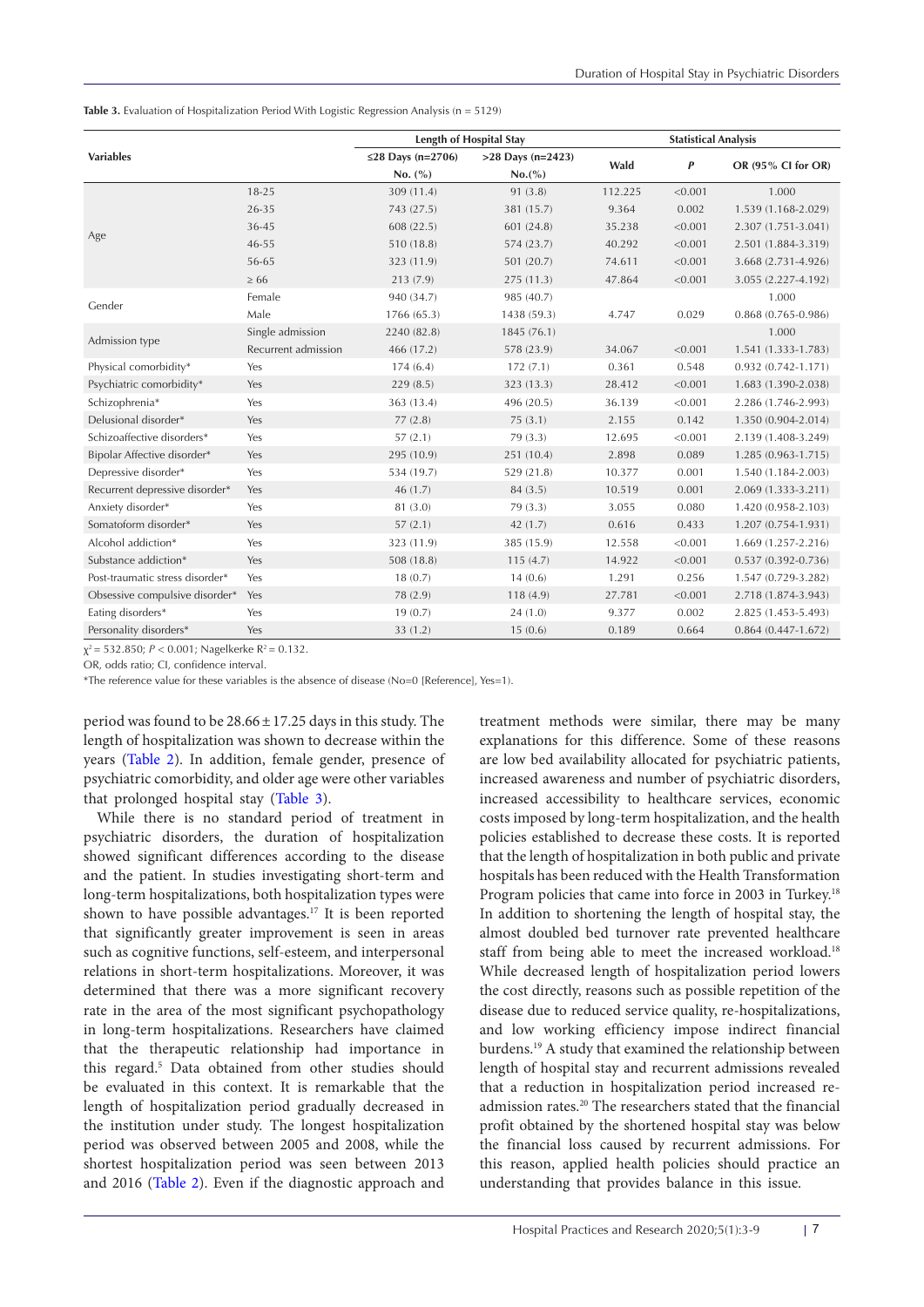**Table 3.** Evaluation of Hospitalization Period With Logistic Regression Analysis (n = 5129)

| Variables | | Length of Hospital Stay | | Statistical Analysis | | |
|---|---|---|---|---|---|---|
| | | ≤28 Days (n=2706) No. (%) | >28 Days (n=2423) No.(%) | Wald | *P* | OR (95% CI for OR) |
| Age | 18-25 | 309 (11.4) | 91 (3.8) | 112.225 | <0.001 | 1.000 |
| | 26-35 | 743 (27.5) | 381 (15.7) | 9.364 | 0.002 | 1.539 (1.168-2.029) |
| | 36-45 | 608 (22.5) | 601 (24.8) | 35.238 | <0.001 | 2.307 (1.751-3.041) |
| | 46-55 | 510 (18.8) | 574 (23.7) | 40.292 | <0.001 | 2.501 (1.884-3.319) |
| | 56-65 | 323 (11.9) | 501 (20.7) | 74.611 | <0.001 | 3.668 (2.731-4.926) |
| | ≥ 66 | 213 (7.9) | 275 (11.3) | 47.864 | <0.001 | 3.055 (2.227-4.192) |
| Gender | Female | 940 (34.7) | 985 (40.7) | | | 1.000 |
| | Male | 1766 (65.3) | 1438 (59.3) | 4.747 | 0.029 | 0.868 (0.765-0.986) |
| Admission type | Single admission | 2240 (82.8) | 1845 (76.1) | | | 1.000 |
| | Recurrent admission | 466 (17.2) | 578 (23.9) | 34.067 | <0.001 | 1.541 (1.333-1.783) |
| Physical comorbidity* | Yes | 174 (6.4) | 172 (7.1) | 0.361 | 0.548 | 0.932 (0.742-1.171) |
| Psychiatric comorbidity* | Yes | 229 (8.5) | 323 (13.3) | 28.412 | <0.001 | 1.683 (1.390-2.038) |
| Schizophrenia* | Yes | 363 (13.4) | 496 (20.5) | 36.139 | <0.001 | 2.286 (1.746-2.993) |
| Delusional disorder* | Yes | 77 (2.8) | 75 (3.1) | 2.155 | 0.142 | 1.350 (0.904-2.014) |
| Schizoaffective disorders* | Yes | 57 (2.1) | 79 (3.3) | 12.695 | <0.001 | 2.139 (1.408-3.249) |
| Bipolar Affective disorder* | Yes | 295 (10.9) | 251 (10.4) | 2.898 | 0.089 | 1.285 (0.963-1.715) |
| Depressive disorder* | Yes | 534 (19.7) | 529 (21.8) | 10.377 | 0.001 | 1.540 (1.184-2.003) |
| Recurrent depressive disorder* | Yes | 46 (1.7) | 84 (3.5) | 10.519 | 0.001 | 2.069 (1.333-3.211) |
| Anxiety disorder* | Yes | 81 (3.0) | 79 (3.3) | 3.055 | 0.080 | 1.420 (0.958-2.103) |
| Somatoform disorder* | Yes | 57 (2.1) | 42 (1.7) | 0.616 | 0.433 | 1.207 (0.754-1.931) |
| Alcohol addiction* | Yes | 323 (11.9) | 385 (15.9) | 12.558 | <0.001 | 1.669 (1.257-2.216) |
| Substance addiction* | Yes | 508 (18.8) | 115 (4.7) | 14.922 | <0.001 | 0.537 (0.392-0.736) |
| Post-traumatic stress disorder* | Yes | 18 (0.7) | 14 (0.6) | 1.291 | 0.256 | 1.547 (0.729-3.282) |
| Obsessive compulsive disorder* | Yes | 78 (2.9) | 118 (4.9) | 27.781 | <0.001 | 2.718 (1.874-3.943) |
| Eating disorders* | Yes | 19 (0.7) | 24 (1.0) | 9.377 | 0.002 | 2.825 (1.453-5.493) |
| Personality disorders* | Yes | 33 (1.2) | 15 (0.6) | 0.189 | 0.664 | 0.864 (0.447-1.672) |

$\chi^2 = 532.850$; $P < 0.001$; Nagelkerke $R^2 = 0.132$.

OR, odds ratio; CI, confidence interval.

*The reference value for these variables is the absence of disease (No=0 [Reference], Yes=1).

period was found to be 28.66 ± 17.25 days in this study. The length of hospitalization was shown to decrease within the years (Table 2). In addition, female gender, presence of psychiatric comorbidity, and older age were other variables that prolonged hospital stay (Table 3).

While there is no standard period of treatment in psychiatric disorders, the duration of hospitalization showed significant differences according to the disease and the patient. In studies investigating short-term and long-term hospitalizations, both hospitalization types were shown to have possible advantages.[17] It is been reported that significantly greater improvement is seen in areas such as cognitive functions, self-esteem, and interpersonal relations in short-term hospitalizations. Moreover, it was determined that there was a more significant recovery rate in the area of the most significant psychopathology in long-term hospitalizations. Researchers have claimed that the therapeutic relationship had importance in this regard.[5] Data obtained from other studies should be evaluated in this context. It is remarkable that the length of hospitalization period gradually decreased in the institution under study. The longest hospitalization period was observed between 2005 and 2008, while the shortest hospitalization period was seen between 2013 and 2016 (Table 2). Even if the diagnostic approach and treatment methods were similar, there may be many explanations for this difference. Some of these reasons are low bed availability allocated for psychiatric patients, increased awareness and number of psychiatric disorders, increased accessibility to healthcare services, economic costs imposed by long-term hospitalization, and the health policies established to decrease these costs. It is reported that the length of hospitalization in both public and private hospitals has been reduced with the Health Transformation Program policies that came into force in 2003 in Turkey.[18] In addition to shortening the length of hospital stay, the almost doubled bed turnover rate prevented healthcare staff from being able to meet the increased workload.[18] While decreased length of hospitalization period lowers the cost directly, reasons such as possible repetition of the disease due to reduced service quality, re-hospitalizations, and low working efficiency impose indirect financial burdens.[19] A study that examined the relationship between length of hospital stay and recurrent admissions revealed that a reduction in hospitalization period increased re-admission rates.[20] The researchers stated that the financial profit obtained by the shortened hospital stay was below the financial loss caused by recurrent admissions. For this reason, applied health policies should practice an understanding that provides balance in this issue.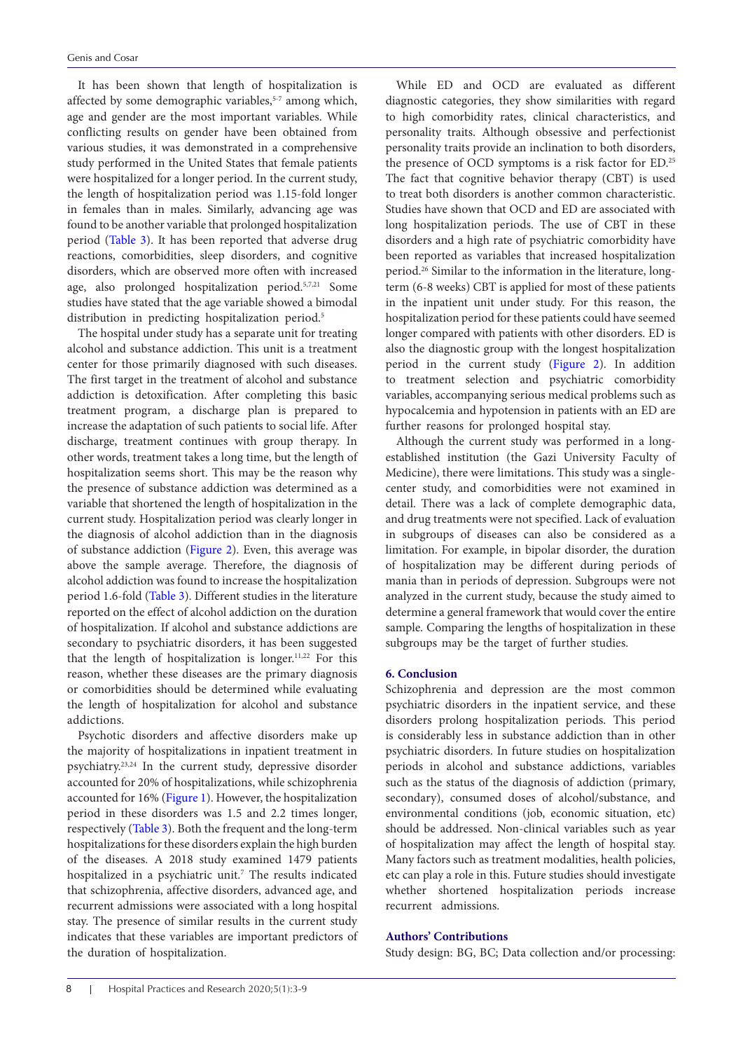It has been shown that length of hospitalization is affected by some demographic variables,[5-7] among which, age and gender are the most important variables. While conflicting results on gender have been obtained from various studies, it was demonstrated in a comprehensive study performed in the United States that female patients were hospitalized for a longer period. In the current study, the length of hospitalization period was 1.15-fold longer in females than in males. Similarly, advancing age was found to be another variable that prolonged hospitalization period (Table 3). It has been reported that adverse drug reactions, comorbidities, sleep disorders, and cognitive disorders, which are observed more often with increased age, also prolonged hospitalization period.[5,7,21] Some studies have stated that the age variable showed a bimodal distribution in predicting hospitalization period.[5]

The hospital under study has a separate unit for treating alcohol and substance addiction. This unit is a treatment center for those primarily diagnosed with such diseases. The first target in the treatment of alcohol and substance addiction is detoxification. After completing this basic treatment program, a discharge plan is prepared to increase the adaptation of such patients to social life. After discharge, treatment continues with group therapy. In other words, treatment takes a long time, but the length of hospitalization seems short. This may be the reason why the presence of substance addiction was determined as a variable that shortened the length of hospitalization in the current study. Hospitalization period was clearly longer in the diagnosis of alcohol addiction than in the diagnosis of substance addiction (Figure 2). Even, this average was above the sample average. Therefore, the diagnosis of alcohol addiction was found to increase the hospitalization period 1.6-fold (Table 3). Different studies in the literature reported on the effect of alcohol addiction on the duration of hospitalization. If alcohol and substance addictions are secondary to psychiatric disorders, it has been suggested that the length of hospitalization is longer.[11,22] For this reason, whether these diseases are the primary diagnosis or comorbidities should be determined while evaluating the length of hospitalization for alcohol and substance addictions.

Psychotic disorders and affective disorders make up the majority of hospitalizations in inpatient treatment in psychiatry.[23,24] In the current study, depressive disorder accounted for 20% of hospitalizations, while schizophrenia accounted for 16% (Figure 1). However, the hospitalization period in these disorders was 1.5 and 2.2 times longer, respectively (Table 3). Both the frequent and the long-term hospitalizations for these disorders explain the high burden of the diseases. A 2018 study examined 1479 patients hospitalized in a psychiatric unit.[7] The results indicated that schizophrenia, affective disorders, advanced age, and recurrent admissions were associated with a long hospital stay. The presence of similar results in the current study indicates that these variables are important predictors of the duration of hospitalization.

While ED and OCD are evaluated as different diagnostic categories, they show similarities with regard to high comorbidity rates, clinical characteristics, and personality traits. Although obsessive and perfectionist personality traits provide an inclination to both disorders, the presence of OCD symptoms is a risk factor for ED.[25] The fact that cognitive behavior therapy (CBT) is used to treat both disorders is another common characteristic. Studies have shown that OCD and ED are associated with long hospitalization periods. The use of CBT in these disorders and a high rate of psychiatric comorbidity have been reported as variables that increased hospitalization period.[26] Similar to the information in the literature, long-term (6-8 weeks) CBT is applied for most of these patients in the inpatient unit under study. For this reason, the hospitalization period for these patients could have seemed longer compared with patients with other disorders. ED is also the diagnostic group with the longest hospitalization period in the current study (Figure 2). In addition to treatment selection and psychiatric comorbidity variables, accompanying serious medical problems such as hypocalcemia and hypotension in patients with an ED are further reasons for prolonged hospital stay.

Although the current study was performed in a long-established institution (the Gazi University Faculty of Medicine), there were limitations. This study was a single-center study, and comorbidities were not examined in detail. There was a lack of complete demographic data, and drug treatments were not specified. Lack of evaluation in subgroups of diseases can also be considered as a limitation. For example, in bipolar disorder, the duration of hospitalization may be different during periods of mania than in periods of depression. Subgroups were not analyzed in the current study, because the study aimed to determine a general framework that would cover the entire sample. Comparing the lengths of hospitalization in these subgroups may be the target of further studies.

## 6. Conclusion

Schizophrenia and depression are the most common psychiatric disorders in the inpatient service, and these disorders prolong hospitalization periods. This period is considerably less in substance addiction than in other psychiatric disorders. In future studies on hospitalization periods in alcohol and substance addictions, variables such as the status of the diagnosis of addiction (primary, secondary), consumed doses of alcohol/substance, and environmental conditions (job, economic situation, etc) should be addressed. Non-clinical variables such as year of hospitalization may affect the length of hospital stay. Many factors such as treatment modalities, health policies, etc can play a role in this. Future studies should investigate whether shortened hospitalization periods increase recurrent admissions.

## Authors' Contributions

Study design: BG, BC; Data collection and/or processing: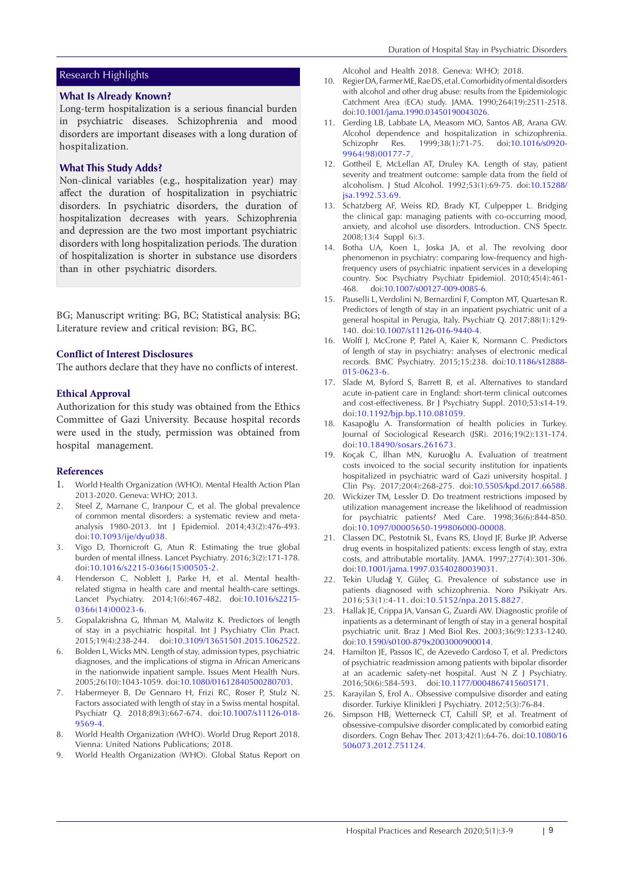## Research Highlights

### What Is Already Known?

Long-term hospitalization is a serious financial burden in psychiatric diseases. Schizophrenia and mood disorders are important diseases with a long duration of hospitalization.

### What This Study Adds?

Non-clinical variables (e.g., hospitalization year) may affect the duration of hospitalization in psychiatric disorders. In psychiatric disorders, the duration of hospitalization decreases with years. Schizophrenia and depression are the two most important psychiatric disorders with long hospitalization periods. The duration of hospitalization is shorter in substance use disorders than in other psychiatric disorders.

BG; Manuscript writing: BG, BC; Statistical analysis: BG; Literature review and critical revision: BG, BC.

### Conflict of Interest Disclosures

The authors declare that they have no conflicts of interest.

### Ethical Approval

Authorization for this study was obtained from the Ethics Committee of Gazi University. Because hospital records were used in the study, permission was obtained from hospital management.

### References

1. World Health Organization (WHO). Mental Health Action Plan 2013-2020. Geneva: WHO; 2013.
2. Steel Z, Marnane C, Iranpour C, et al. The global prevalence of common mental disorders: a systematic review and meta-analysis 1980-2013. Int J Epidemiol. 2014;43(2):476-493. doi:10.1093/ije/dyu038.
3. Vigo D, Thornicroft G, Atun R. Estimating the true global burden of mental illness. Lancet Psychiatry. 2016;3(2):171-178. doi:10.1016/s2215-0366(15)00505-2.
4. Henderson C, Noblett J, Parke H, et al. Mental health-related stigma in health care and mental health-care settings. Lancet Psychiatry. 2014;1(6):467-482. doi:10.1016/s2215-0366(14)00023-6.
5. Gopalakrishna G, Ithman M, Malwitz K. Predictors of length of stay in a psychiatric hospital. Int J Psychiatry Clin Pract. 2015;19(4):238-244. doi:10.3109/13651501.2015.1062522.
6. Bolden L, Wicks MN. Length of stay, admission types, psychiatric diagnoses, and the implications of stigma in African Americans in the nationwide inpatient sample. Issues Ment Health Nurs. 2005;26(10):1043-1059. doi:10.1080/01612840500280703.
7. Habermeyer B, De Gennaro H, Frizi RC, Roser P, Stulz N. Factors associated with length of stay in a Swiss mental hospital. Psychiatr Q. 2018;89(3):667-674. doi:10.1007/s11126-018-9569-4.
8. World Health Organization (WHO). World Drug Report 2018. Vienna: United Nations Publications; 2018.
9. World Health Organization (WHO). Global Status Report on Alcohol and Health 2018. Geneva: WHO; 2018.
10. Regier DA, Farmer ME, Rae DS, et al. Comorbidity of mental disorders with alcohol and other drug abuse: results from the Epidemiologic Catchment Area (ECA) study. JAMA. 1990;264(19):2511-2518. doi:10.1001/jama.1990.03450190043026.
11. Gerding LB, Labbate LA, Measom MO, Santos AB, Arana GW. Alcohol dependence and hospitalization in schizophrenia. Schizophr Res. 1999;38(1):71-75. doi:10.1016/s0920-9964(98)00177-7.
12. Gottheil E, McLellan AT, Druley KA. Length of stay, patient severity and treatment outcome: sample data from the field of alcoholism. J Stud Alcohol. 1992;53(1):69-75. doi:10.15288/jsa.1992.53.69.
13. Schatzberg AF, Weiss RD, Brady KT, Culpepper L. Bridging the clinical gap: managing patients with co-occurring mood, anxiety, and alcohol use disorders. Introduction. CNS Spectr. 2008;13(4 Suppl 6):3.
14. Botha UA, Koen L, Joska JA, et al. The revolving door phenomenon in psychiatry: comparing low-frequency and high-frequency users of psychiatric inpatient services in a developing country. Soc Psychiatry Psychiatr Epidemiol. 2010;45(4):461-468. doi:10.1007/s00127-009-0085-6.
15. Pauselli L, Verdolini N, Bernardini F, Compton MT, Quartesan R. Predictors of length of stay in an inpatient psychiatric unit of a general hospital in Perugia, Italy. Psychiatr Q. 2017;88(1):129-140. doi:10.1007/s11126-016-9440-4.
16. Wolff J, McCrone P, Patel A, Kaier K, Normann C. Predictors of length of stay in psychiatry: analyses of electronic medical records. BMC Psychiatry. 2015;15:238. doi:10.1186/s12888-015-0623-6.
17. Slade M, Byford S, Barrett B, et al. Alternatives to standard acute in-patient care in England: short-term clinical outcomes and cost-effectiveness. Br J Psychiatry Suppl. 2010;53:s14-19. doi:10.1192/bjp.bp.110.081059.
18. Kasapoğlu A. Transformation of health policies in Turkey. Journal of Sociological Research (JSR). 2016;19(2):131-174. doi:10.18490/sosars.261673.
19. Koçak C, İlhan MN, Kuruoğlu A. Evaluation of treatment costs invoiced to the social security institution for inpatients hospitalized in psychiatric ward of Gazi university hospital. J Clin Psy. 2017;20(4):268-275. doi:10.5505/kpd.2017.66588.
20. Wickizer TM, Lessler D. Do treatment restrictions imposed by utilization management increase the likelihood of readmission for psychiatric patients? Med Care. 1998;36(6):844-850. doi:10.1097/00005650-199806000-00008.
21. Classen DC, Pestotnik SL, Evans RS, Lloyd JF, Burke JP. Adverse drug events in hospitalized patients: excess length of stay, extra costs, and attributable mortality. JAMA. 1997;277(4):301-306. doi:10.1001/jama.1997.03540280039031.
22. Tekin Uludağ Y, Güleç G. Prevalence of substance use in patients diagnosed with schizophrenia. Noro Psikiyatr Ars. 2016;53(1):4-11. doi:10.5152/npa.2015.8827.
23. Hallak JE, Crippa JA, Vansan G, Zuardi AW. Diagnostic profile of inpatients as a determinant of length of stay in a general hospital psychiatric unit. Braz J Med Biol Res. 2003;36(9):1233-1240. doi:10.1590/s0100-879x2003000900014.
24. Hamilton JE, Passos IC, de Azevedo Cardoso T, et al. Predictors of psychiatric readmission among patients with bipolar disorder at an academic safety-net hospital. Aust N Z J Psychiatry. 2016;50(6):584-593. doi:10.1177/0004867415605171.
25. Karayilan S, Erol A.. Obsessive compulsive disorder and eating disorder. Turkiye Klinikleri J Psychiatry. 2012;5(3):76-84.
26. Simpson HB, Wetterneck CT, Cahill SP, et al. Treatment of obsessive-compulsive disorder complicated by comorbid eating disorders. Cogn Behav Ther. 2013;42(1):64-76. doi:10.1080/16506073.2012.751124.